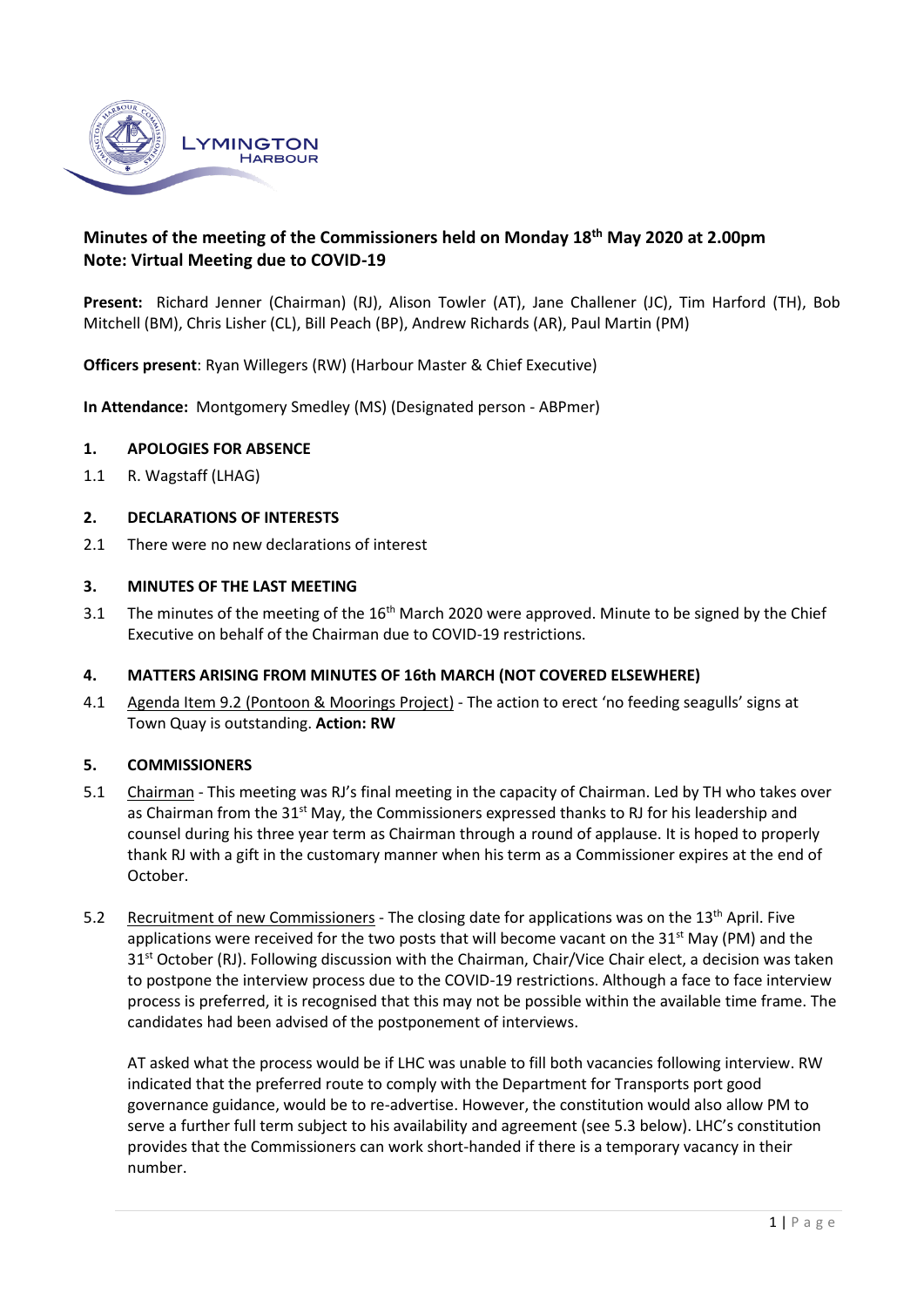# Minutes of the meeting of the Commissioners held on Monday 18th May 2020 at 2.00pm
**Note: Virtual Meeting due to COVID-19**

**Present:** Richard Jenner (Chairman) (RJ), Alison Towler (AT), Jane Challener (JC), Tim Harford (TH), Bob Mitchell (BM), Chris Lisher (CL), Bill Peach (BP), Andrew Richards (AR), Paul Martin (PM)

**Officers present**: Ryan Willegers (RW) (Harbour Master & Chief Executive)

**In Attendance:** Montgomery Smedley (MS) (Designated person - ABPmer)

## 1. APOLOGIES FOR ABSENCE

1.1 R. Wagstaff (LHAG)

## 2. DECLARATIONS OF INTERESTS

2.1 There were no new declarations of interest

## 3. MINUTES OF THE LAST MEETING

3.1 The minutes of the meeting of the 16th March 2020 were approved. Minute to be signed by the Chief Executive on behalf of the Chairman due to COVID-19 restrictions.

## 4. MATTERS ARISING FROM MINUTES OF 16th MARCH (NOT COVERED ELSEWHERE)

4.1 Agenda Item 9.2 (Pontoon & Moorings Project) - The action to erect 'no feeding seagulls' signs at Town Quay is outstanding. **Action: RW**

## 5. COMMISSIONERS

5.1 Chairman - This meeting was RJ's final meeting in the capacity of Chairman. Led by TH who takes over as Chairman from the 31st May, the Commissioners expressed thanks to RJ for his leadership and counsel during his three year term as Chairman through a round of applause. It is hoped to properly thank RJ with a gift in the customary manner when his term as a Commissioner expires at the end of October.

5.2 Recruitment of new Commissioners - The closing date for applications was on the 13th April. Five applications were received for the two posts that will become vacant on the 31st May (PM) and the 31st October (RJ). Following discussion with the Chairman, Chair/Vice Chair elect, a decision was taken to postpone the interview process due to the COVID-19 restrictions. Although a face to face interview process is preferred, it is recognised that this may not be possible within the available time frame. The candidates had been advised of the postponement of interviews.

AT asked what the process would be if LHC was unable to fill both vacancies following interview. RW indicated that the preferred route to comply with the Department for Transports port good governance guidance, would be to re-advertise. However, the constitution would also allow PM to serve a further full term subject to his availability and agreement (see 5.3 below). LHC's constitution provides that the Commissioners can work short-handed if there is a temporary vacancy in their number.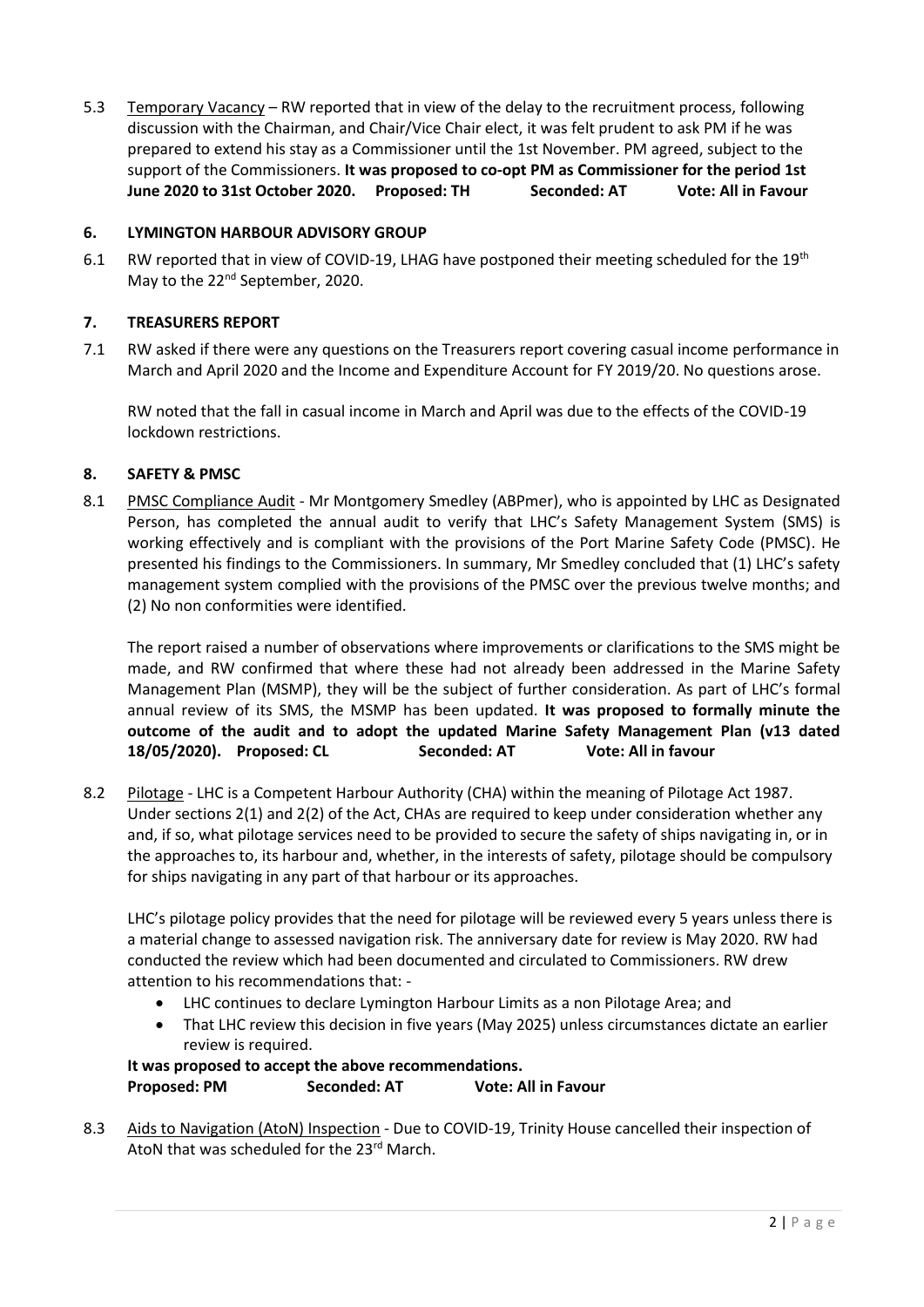5.3 Temporary Vacancy – RW reported that in view of the delay to the recruitment process, following discussion with the Chairman, and Chair/Vice Chair elect, it was felt prudent to ask PM if he was prepared to extend his stay as a Commissioner until the 1st November. PM agreed, subject to the support of the Commissioners. **It was proposed to co-opt PM as Commissioner for the period 1st June 2020 to 31st October 2020. Proposed: TH Seconded: AT Vote: All in Favour**

## 6. LYMINGTON HARBOUR ADVISORY GROUP

6.1 RW reported that in view of COVID-19, LHAG have postponed their meeting scheduled for the 19th May to the 22nd September, 2020.

## 7. TREASURERS REPORT

7.1 RW asked if there were any questions on the Treasurers report covering casual income performance in March and April 2020 and the Income and Expenditure Account for FY 2019/20. No questions arose.

RW noted that the fall in casual income in March and April was due to the effects of the COVID-19 lockdown restrictions.

## 8. SAFETY & PMSC

8.1 PMSC Compliance Audit - Mr Montgomery Smedley (ABPmer), who is appointed by LHC as Designated Person, has completed the annual audit to verify that LHC's Safety Management System (SMS) is working effectively and is compliant with the provisions of the Port Marine Safety Code (PMSC). He presented his findings to the Commissioners. In summary, Mr Smedley concluded that (1) LHC's safety management system complied with the provisions of the PMSC over the previous twelve months; and (2) No non conformities were identified.

The report raised a number of observations where improvements or clarifications to the SMS might be made, and RW confirmed that where these had not already been addressed in the Marine Safety Management Plan (MSMP), they will be the subject of further consideration. As part of LHC's formal annual review of its SMS, the MSMP has been updated. **It was proposed to formally minute the outcome of the audit and to adopt the updated Marine Safety Management Plan (v13 dated 18/05/2020). Proposed: CL Seconded: AT Vote: All in favour**

8.2 Pilotage - LHC is a Competent Harbour Authority (CHA) within the meaning of Pilotage Act 1987. Under sections 2(1) and 2(2) of the Act, CHAs are required to keep under consideration whether any and, if so, what pilotage services need to be provided to secure the safety of ships navigating in, or in the approaches to, its harbour and, whether, in the interests of safety, pilotage should be compulsory for ships navigating in any part of that harbour or its approaches.

LHC's pilotage policy provides that the need for pilotage will be reviewed every 5 years unless there is a material change to assessed navigation risk. The anniversary date for review is May 2020. RW had conducted the review which had been documented and circulated to Commissioners. RW drew attention to his recommendations that: -

- LHC continues to declare Lymington Harbour Limits as a non Pilotage Area; and
- That LHC review this decision in five years (May 2025) unless circumstances dictate an earlier review is required.

**It was proposed to accept the above recommendations.**
**Proposed: PM Seconded: AT Vote: All in Favour**

8.3 Aids to Navigation (AtoN) Inspection - Due to COVID-19, Trinity House cancelled their inspection of AtoN that was scheduled for the 23rd March.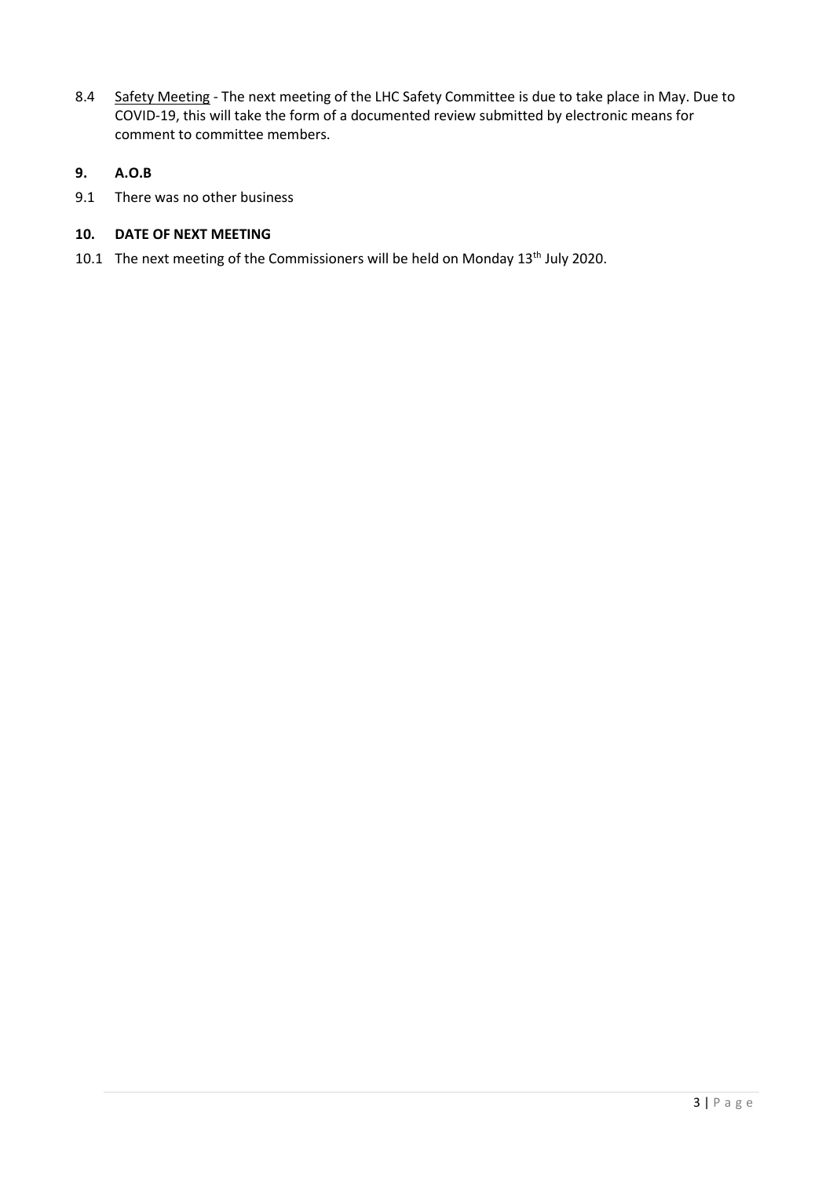8.4 Safety Meeting - The next meeting of the LHC Safety Committee is due to take place in May. Due to COVID-19, this will take the form of a documented review submitted by electronic means for comment to committee members.

## 9. A.O.B

9.1 There was no other business

## 10. DATE OF NEXT MEETING

10.1 The next meeting of the Commissioners will be held on Monday 13th July 2020.